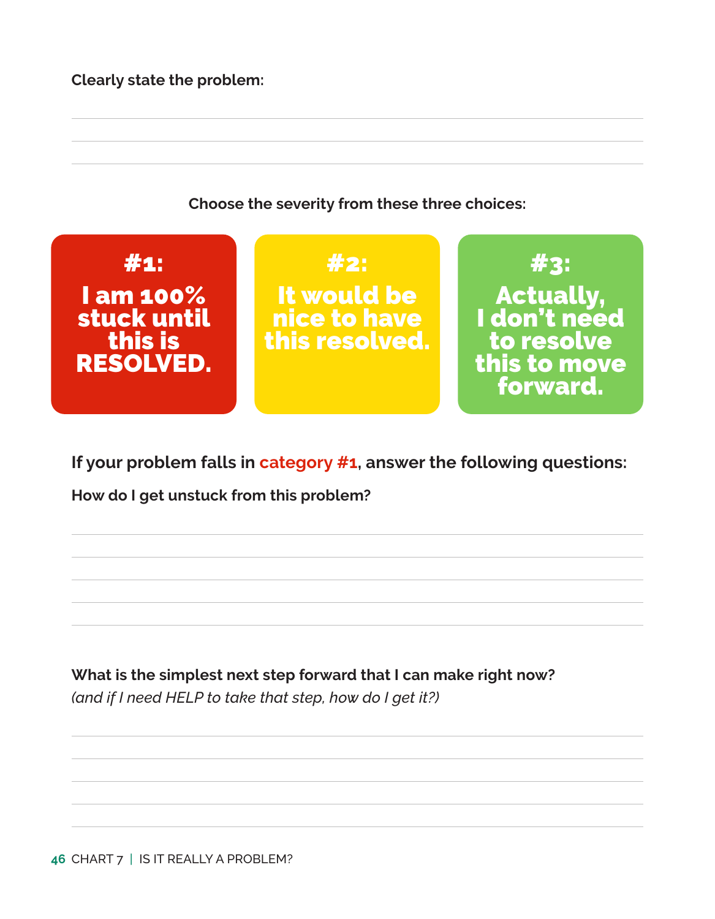**Clearly state the problem:**

&nbsp;

**Choose the severity from these three choices:**

**#1: I am 100% stuck until this is RESOLVED.**

**#2: It would be nice to have this resolved.**

**#3: Actually, I don't need to resolve this to move forward.**

**If your problem falls in category #1, answer the following questions:**

**How do I get unstuck from this problem?**

&nbsp;

**What is the simplest next step forward that I can make right now?**
*(and if I need HELP to take that step, how do I get it?)*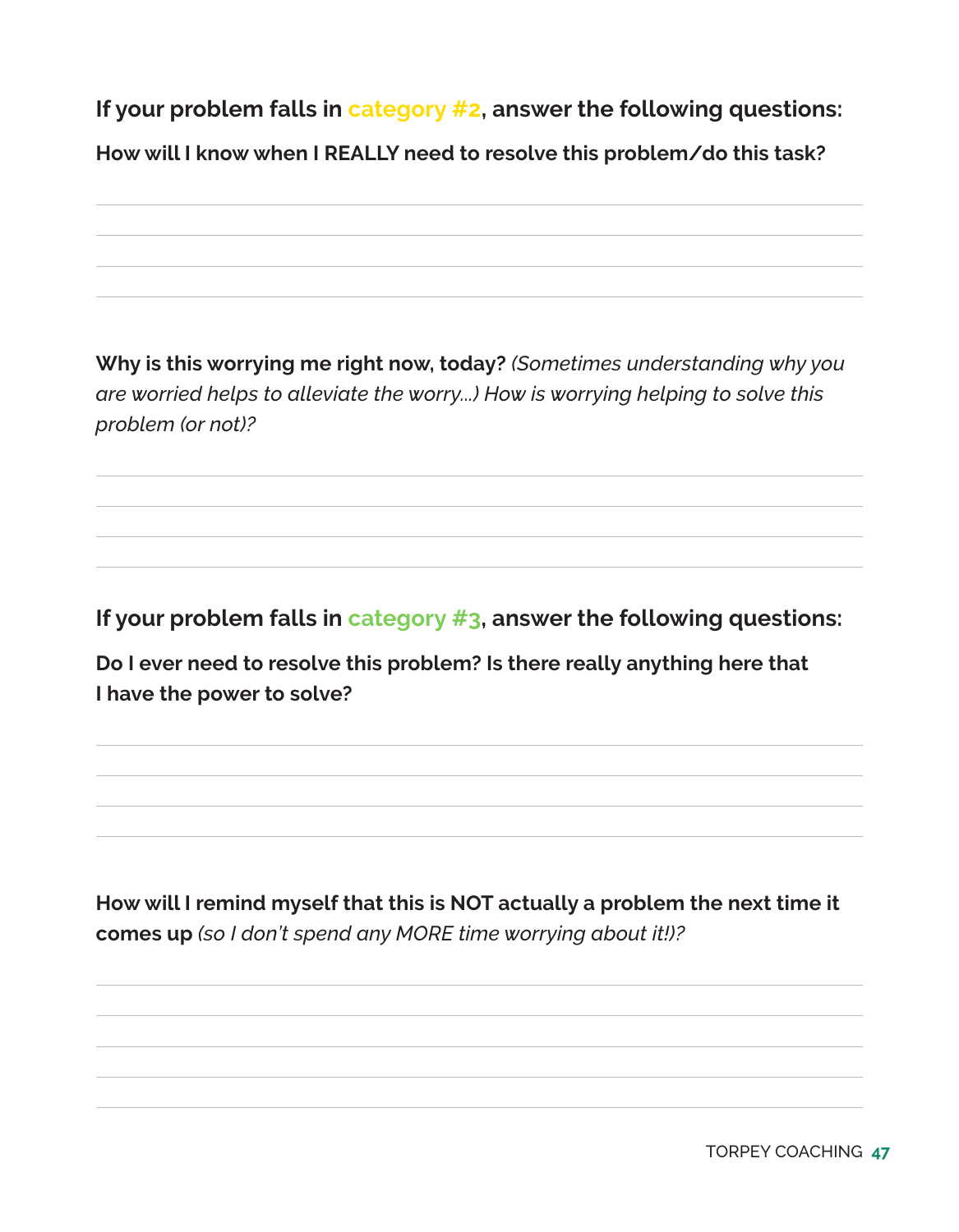**If your problem falls in category #2, answer the following questions:**

**How will I know when I REALLY need to resolve this problem/do this task?**

**Why is this worrying me right now, today?** *(Sometimes understanding why you are worried helps to alleviate the worry...) How is worrying helping to solve this problem (or not)?*

**If your problem falls in category #3, answer the following questions:**

**Do I ever need to resolve this problem? Is there really anything here that I have the power to solve?**

**How will I remind myself that this is NOT actually a problem the next time it comes up** *(so I don't spend any MORE time worrying about it!)?*